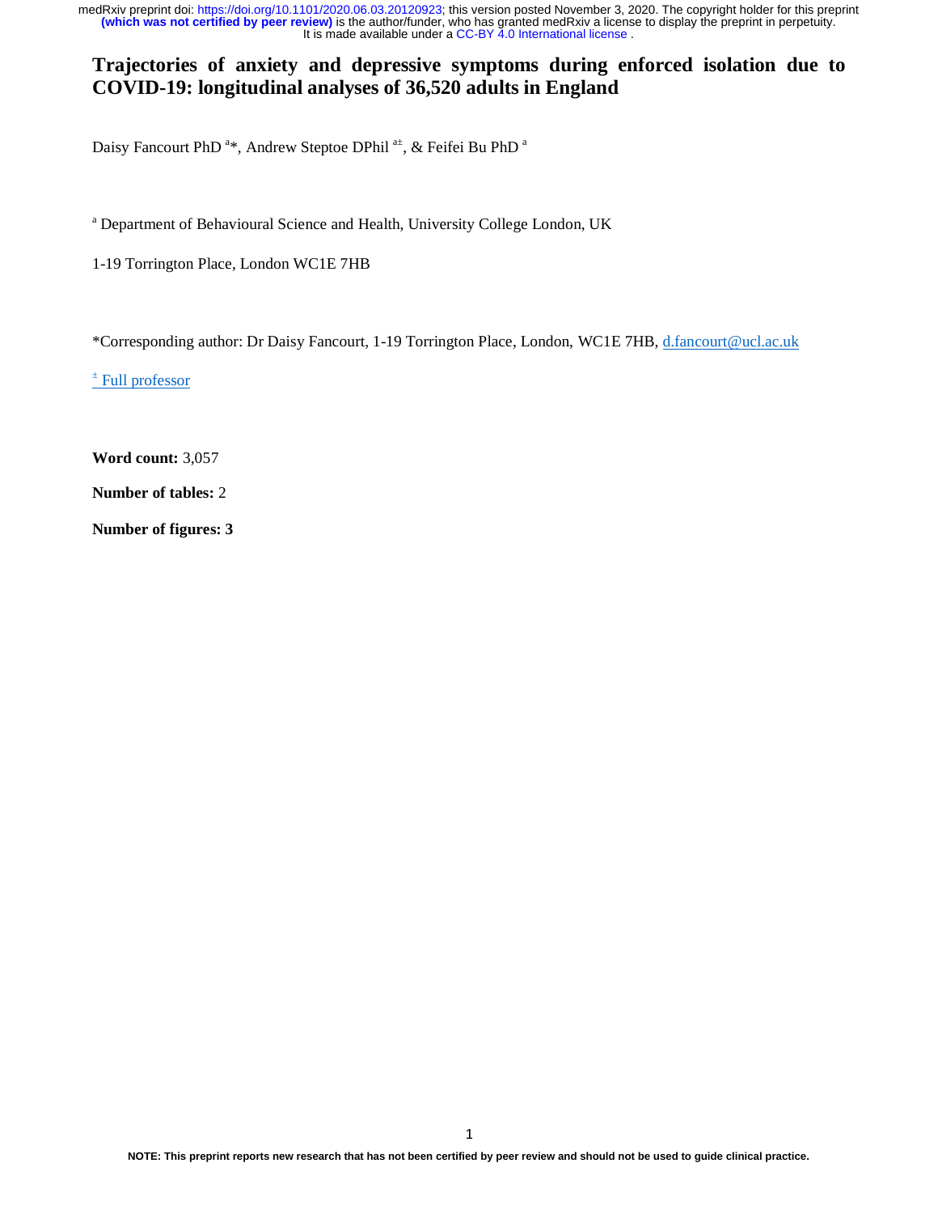# Trajectories of anxiety and depressive symptoms during enforced isolation due to COVID-19: longitudinal analyses of 36,520 adults in England

Daisy Fancourt PhD [a]*, Andrew Steptoe DPhil [a±], & Feifei Bu PhD [a]

[a] Department of Behavioural Science and Health, University College London, UK

1-19 Torrington Place, London WC1E 7HB

*Corresponding author: Dr Daisy Fancourt, 1-19 Torrington Place, London, WC1E 7HB, d.fancourt@ucl.ac.uk

[±] Full professor

**Word count:** 3,057

**Number of tables:** 2

**Number of figures: 3**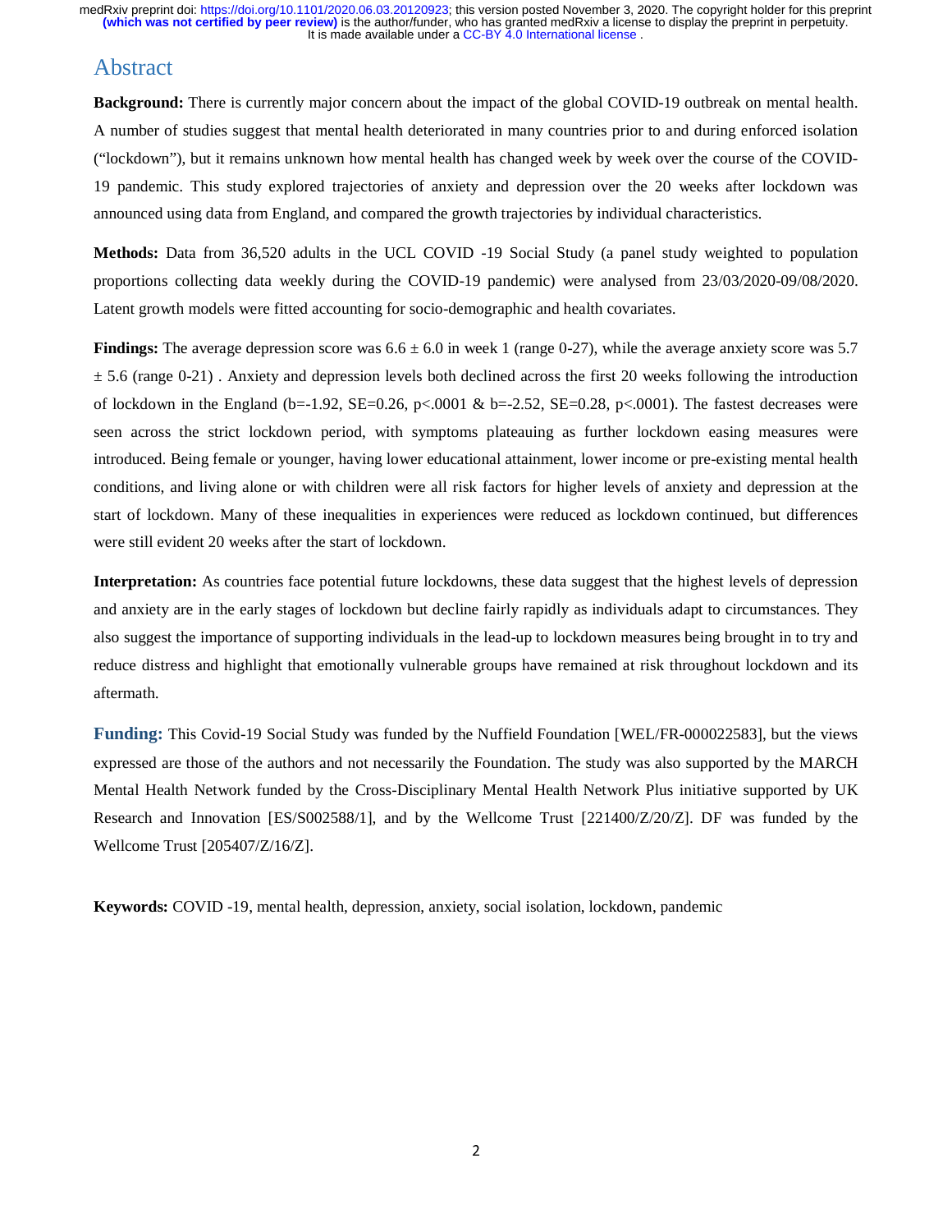## Abstract

**Background:** There is currently major concern about the impact of the global COVID-19 outbreak on mental health. A number of studies suggest that mental health deteriorated in many countries prior to and during enforced isolation ("lockdown"), but it remains unknown how mental health has changed week by week over the course of the COVID-19 pandemic. This study explored trajectories of anxiety and depression over the 20 weeks after lockdown was announced using data from England, and compared the growth trajectories by individual characteristics.

**Methods:** Data from 36,520 adults in the UCL COVID -19 Social Study (a panel study weighted to population proportions collecting data weekly during the COVID-19 pandemic) were analysed from 23/03/2020-09/08/2020. Latent growth models were fitted accounting for socio-demographic and health covariates.

**Findings:** The average depression score was 6.6 ± 6.0 in week 1 (range 0-27), while the average anxiety score was 5.7 ± 5.6 (range 0-21) . Anxiety and depression levels both declined across the first 20 weeks following the introduction of lockdown in the England ($b=-1.92$, $SE=0.26$, $p<.0001$ & $b=-2.52$, $SE=0.28$, $p<.0001$). The fastest decreases were seen across the strict lockdown period, with symptoms plateauing as further lockdown easing measures were introduced. Being female or younger, having lower educational attainment, lower income or pre-existing mental health conditions, and living alone or with children were all risk factors for higher levels of anxiety and depression at the start of lockdown. Many of these inequalities in experiences were reduced as lockdown continued, but differences were still evident 20 weeks after the start of lockdown.

**Interpretation:** As countries face potential future lockdowns, these data suggest that the highest levels of depression and anxiety are in the early stages of lockdown but decline fairly rapidly as individuals adapt to circumstances. They also suggest the importance of supporting individuals in the lead-up to lockdown measures being brought in to try and reduce distress and highlight that emotionally vulnerable groups have remained at risk throughout lockdown and its aftermath.

**Funding:** This Covid-19 Social Study was funded by the Nuffield Foundation [WEL/FR-000022583], but the views expressed are those of the authors and not necessarily the Foundation. The study was also supported by the MARCH Mental Health Network funded by the Cross-Disciplinary Mental Health Network Plus initiative supported by UK Research and Innovation [ES/S002588/1], and by the Wellcome Trust [221400/Z/20/Z]. DF was funded by the Wellcome Trust [205407/Z/16/Z].

**Keywords:** COVID -19, mental health, depression, anxiety, social isolation, lockdown, pandemic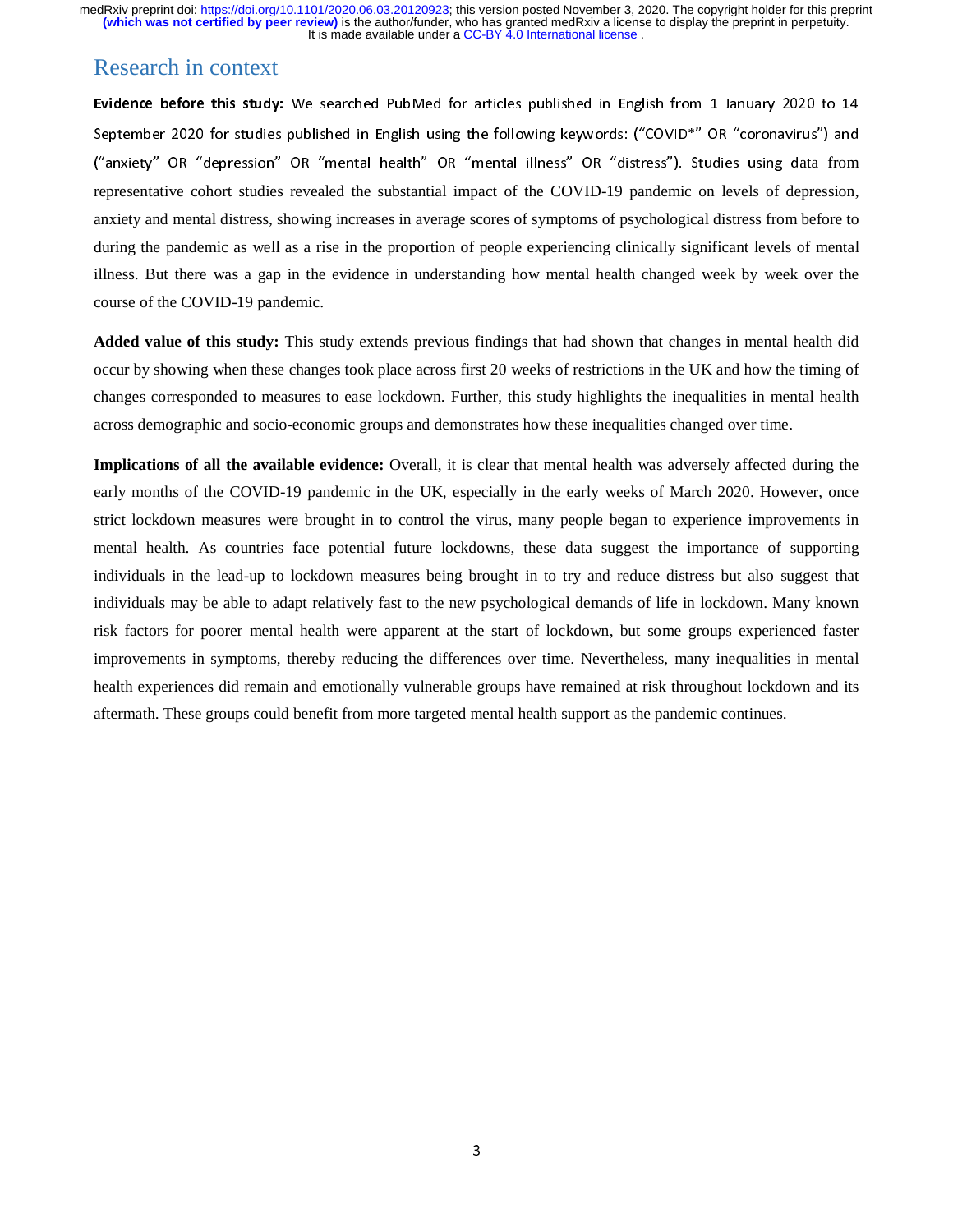## Research in context

**Evidence before this study:** We searched PubMed for articles published in English from 1 January 2020 to 14 September 2020 for studies published in English using the following keywords: ("COVID*" OR "coronavirus") and ("anxiety" OR "depression" OR "mental health" OR "mental illness" OR "distress"). Studies using data from representative cohort studies revealed the substantial impact of the COVID-19 pandemic on levels of depression, anxiety and mental distress, showing increases in average scores of symptoms of psychological distress from before to during the pandemic as well as a rise in the proportion of people experiencing clinically significant levels of mental illness. But there was a gap in the evidence in understanding how mental health changed week by week over the course of the COVID-19 pandemic.

**Added value of this study:** This study extends previous findings that had shown that changes in mental health did occur by showing when these changes took place across first 20 weeks of restrictions in the UK and how the timing of changes corresponded to measures to ease lockdown. Further, this study highlights the inequalities in mental health across demographic and socio-economic groups and demonstrates how these inequalities changed over time.

**Implications of all the available evidence:** Overall, it is clear that mental health was adversely affected during the early months of the COVID-19 pandemic in the UK, especially in the early weeks of March 2020. However, once strict lockdown measures were brought in to control the virus, many people began to experience improvements in mental health. As countries face potential future lockdowns, these data suggest the importance of supporting individuals in the lead-up to lockdown measures being brought in to try and reduce distress but also suggest that individuals may be able to adapt relatively fast to the new psychological demands of life in lockdown. Many known risk factors for poorer mental health were apparent at the start of lockdown, but some groups experienced faster improvements in symptoms, thereby reducing the differences over time. Nevertheless, many inequalities in mental health experiences did remain and emotionally vulnerable groups have remained at risk throughout lockdown and its aftermath. These groups could benefit from more targeted mental health support as the pandemic continues.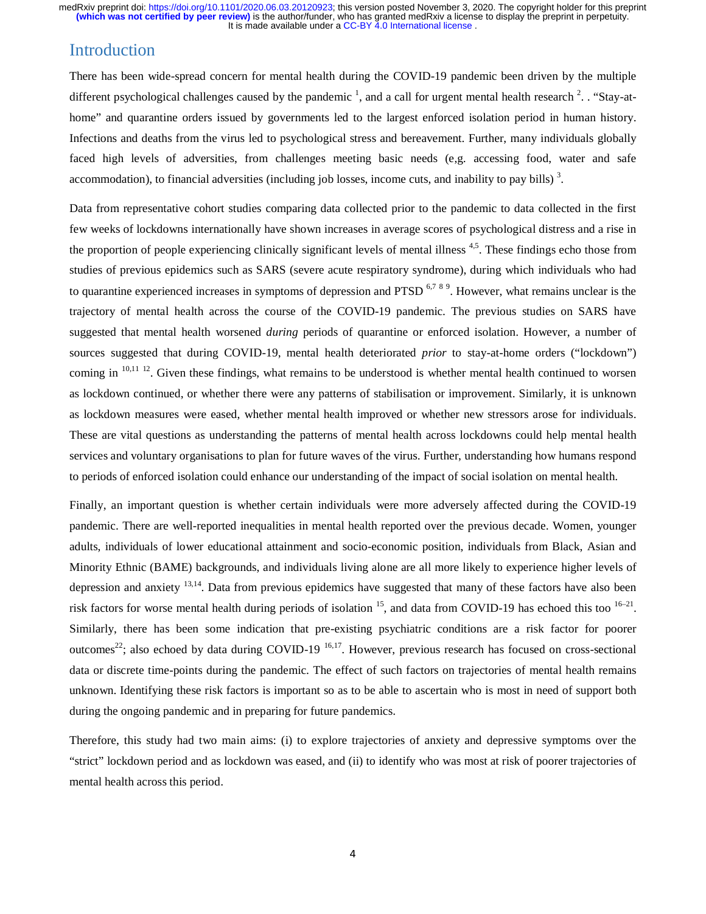## Introduction

There has been wide-spread concern for mental health during the COVID-19 pandemic been driven by the multiple different psychological challenges caused by the pandemic [1], and a call for urgent mental health research [2]. . "Stay-at-home" and quarantine orders issued by governments led to the largest enforced isolation period in human history. Infections and deaths from the virus led to psychological stress and bereavement. Further, many individuals globally faced high levels of adversities, from challenges meeting basic needs (e,g. accessing food, water and safe accommodation), to financial adversities (including job losses, income cuts, and inability to pay bills) [3].

Data from representative cohort studies comparing data collected prior to the pandemic to data collected in the first few weeks of lockdowns internationally have shown increases in average scores of psychological distress and a rise in the proportion of people experiencing clinically significant levels of mental illness [4,5]. These findings echo those from studies of previous epidemics such as SARS (severe acute respiratory syndrome), during which individuals who had to quarantine experienced increases in symptoms of depression and PTSD [6,7 8 9]. However, what remains unclear is the trajectory of mental health across the course of the COVID-19 pandemic. The previous studies on SARS have suggested that mental health worsened *during* periods of quarantine or enforced isolation. However, a number of sources suggested that during COVID-19, mental health deteriorated *prior* to stay-at-home orders ("lockdown") coming in [10,11 12]. Given these findings, what remains to be understood is whether mental health continued to worsen as lockdown continued, or whether there were any patterns of stabilisation or improvement. Similarly, it is unknown as lockdown measures were eased, whether mental health improved or whether new stressors arose for individuals. These are vital questions as understanding the patterns of mental health across lockdowns could help mental health services and voluntary organisations to plan for future waves of the virus. Further, understanding how humans respond to periods of enforced isolation could enhance our understanding of the impact of social isolation on mental health.

Finally, an important question is whether certain individuals were more adversely affected during the COVID-19 pandemic. There are well-reported inequalities in mental health reported over the previous decade. Women, younger adults, individuals of lower educational attainment and socio-economic position, individuals from Black, Asian and Minority Ethnic (BAME) backgrounds, and individuals living alone are all more likely to experience higher levels of depression and anxiety [13,14]. Data from previous epidemics have suggested that many of these factors have also been risk factors for worse mental health during periods of isolation [15], and data from COVID-19 has echoed this too [16–21]. Similarly, there has been some indication that pre-existing psychiatric conditions are a risk factor for poorer outcomes[22]; also echoed by data during COVID-19 [16,17]. However, previous research has focused on cross-sectional data or discrete time-points during the pandemic. The effect of such factors on trajectories of mental health remains unknown. Identifying these risk factors is important so as to be able to ascertain who is most in need of support both during the ongoing pandemic and in preparing for future pandemics.

Therefore, this study had two main aims: (i) to explore trajectories of anxiety and depressive symptoms over the "strict" lockdown period and as lockdown was eased, and (ii) to identify who was most at risk of poorer trajectories of mental health across this period.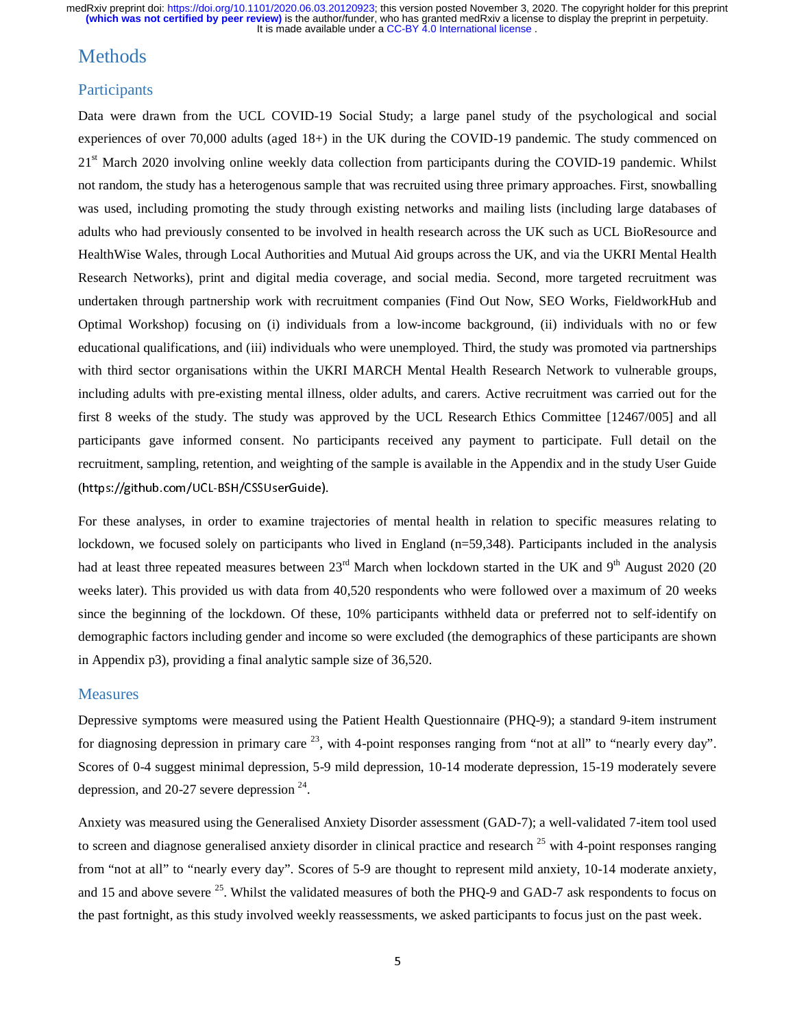# Methods

## Participants

Data were drawn from the UCL COVID-19 Social Study; a large panel study of the psychological and social experiences of over 70,000 adults (aged 18+) in the UK during the COVID-19 pandemic. The study commenced on 21st March 2020 involving online weekly data collection from participants during the COVID-19 pandemic. Whilst not random, the study has a heterogenous sample that was recruited using three primary approaches. First, snowballing was used, including promoting the study through existing networks and mailing lists (including large databases of adults who had previously consented to be involved in health research across the UK such as UCL BioResource and HealthWise Wales, through Local Authorities and Mutual Aid groups across the UK, and via the UKRI Mental Health Research Networks), print and digital media coverage, and social media. Second, more targeted recruitment was undertaken through partnership work with recruitment companies (Find Out Now, SEO Works, FieldworkHub and Optimal Workshop) focusing on (i) individuals from a low-income background, (ii) individuals with no or few educational qualifications, and (iii) individuals who were unemployed. Third, the study was promoted via partnerships with third sector organisations within the UKRI MARCH Mental Health Research Network to vulnerable groups, including adults with pre-existing mental illness, older adults, and carers. Active recruitment was carried out for the first 8 weeks of the study. The study was approved by the UCL Research Ethics Committee [12467/005] and all participants gave informed consent. No participants received any payment to participate. Full detail on the recruitment, sampling, retention, and weighting of the sample is available in the Appendix and in the study User Guide (https://github.com/UCL-BSH/CSSUserGuide).

For these analyses, in order to examine trajectories of mental health in relation to specific measures relating to lockdown, we focused solely on participants who lived in England (n=59,348). Participants included in the analysis had at least three repeated measures between 23rd March when lockdown started in the UK and 9th August 2020 (20 weeks later). This provided us with data from 40,520 respondents who were followed over a maximum of 20 weeks since the beginning of the lockdown. Of these, 10% participants withheld data or preferred not to self-identify on demographic factors including gender and income so were excluded (the demographics of these participants are shown in Appendix p3), providing a final analytic sample size of 36,520.

## Measures

Depressive symptoms were measured using the Patient Health Questionnaire (PHQ-9); a standard 9-item instrument for diagnosing depression in primary care [23], with 4-point responses ranging from "not at all" to "nearly every day". Scores of 0-4 suggest minimal depression, 5-9 mild depression, 10-14 moderate depression, 15-19 moderately severe depression, and 20-27 severe depression [24].

Anxiety was measured using the Generalised Anxiety Disorder assessment (GAD-7); a well-validated 7-item tool used to screen and diagnose generalised anxiety disorder in clinical practice and research [25] with 4-point responses ranging from "not at all" to "nearly every day". Scores of 5-9 are thought to represent mild anxiety, 10-14 moderate anxiety, and 15 and above severe [25]. Whilst the validated measures of both the PHQ-9 and GAD-7 ask respondents to focus on the past fortnight, as this study involved weekly reassessments, we asked participants to focus just on the past week.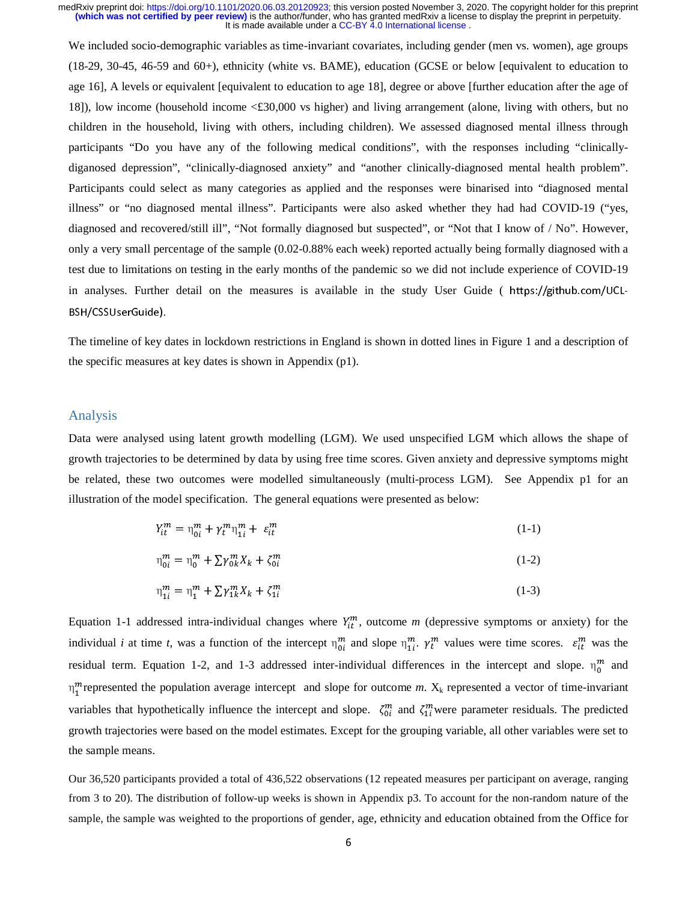We included socio-demographic variables as time-invariant covariates, including gender (men vs. women), age groups (18-29, 30-45, 46-59 and 60+), ethnicity (white vs. BAME), education (GCSE or below [equivalent to education to age 16], A levels or equivalent [equivalent to education to age 18], degree or above [further education after the age of 18]), low income (household income <£30,000 vs higher) and living arrangement (alone, living with others, but no children in the household, living with others, including children). We assessed diagnosed mental illness through participants "Do you have any of the following medical conditions", with the responses including "clinically-diganosed depression", "clinically-diagnosed anxiety" and "another clinically-diagnosed mental health problem". Participants could select as many categories as applied and the responses were binarised into "diagnosed mental illness" or "no diagnosed mental illness". Participants were also asked whether they had had COVID-19 ("yes, diagnosed and recovered/still ill", "Not formally diagnosed but suspected", or "Not that I know of / No". However, only a very small percentage of the sample (0.02-0.88% each week) reported actually being formally diagnosed with a test due to limitations on testing in the early months of the pandemic so we did not include experience of COVID-19 in analyses. Further detail on the measures is available in the study User Guide ( https://github.com/UCL-BSH/CSSUserGuide).

The timeline of key dates in lockdown restrictions in England is shown in dotted lines in Figure 1 and a description of the specific measures at key dates is shown in Appendix (p1).

## Analysis

Data were analysed using latent growth modelling (LGM). We used unspecified LGM which allows the shape of growth trajectories to be determined by data by using free time scores. Given anxiety and depressive symptoms might be related, these two outcomes were modelled simultaneously (multi-process LGM). See Appendix p1 for an illustration of the model specification. The general equations were presented as below:

$$Y_{it}^{m} = \eta_{0i}^{m} + \gamma_{t}^{m}\eta_{1i}^{m} + \varepsilon_{it}^{m} \tag{1-1}$$

$$\eta_{0i}^{m} = \eta_{0}^{m} + \sum \gamma_{0k}^{m} X_{k} + \zeta_{0i}^{m} \tag{1-2}$$

$$\eta_{1i}^{m} = \eta_{1}^{m} + \sum \gamma_{1k}^{m} X_{k} + \zeta_{1i}^{m} \tag{1-3}$$

Equation 1-1 addressed intra-individual changes where $Y_{it}^{m}$, outcome *m* (depressive symptoms or anxiety) for the individual *i* at time *t*, was a function of the intercept $\eta_{0i}^{m}$ and slope $\eta_{1i}^{m}$. $\gamma_{t}^{m}$ values were time scores. $\varepsilon_{it}^{m}$ was the residual term. Equation 1-2, and 1-3 addressed inter-individual differences in the intercept and slope. $\eta_{0}^{m}$ and $\eta_{1}^{m}$ represented the population average intercept and slope for outcome *m*. $X_k$ represented a vector of time-invariant variables that hypothetically influence the intercept and slope. $\zeta_{0i}^{m}$ and $\zeta_{1i}^{m}$ were parameter residuals. The predicted growth trajectories were based on the model estimates. Except for the grouping variable, all other variables were set to the sample means.

Our 36,520 participants provided a total of 436,522 observations (12 repeated measures per participant on average, ranging from 3 to 20). The distribution of follow-up weeks is shown in Appendix p3. To account for the non-random nature of the sample, the sample was weighted to the proportions of gender, age, ethnicity and education obtained from the Office for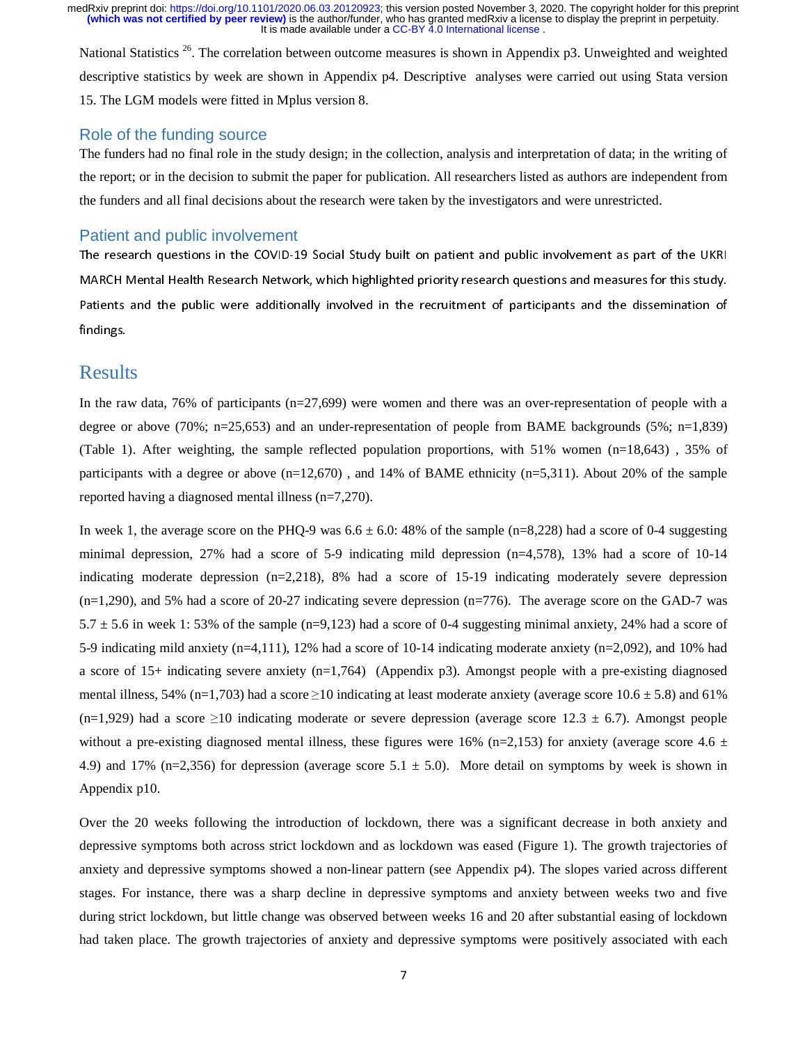National Statistics [26]. The correlation between outcome measures is shown in Appendix p3. Unweighted and weighted descriptive statistics by week are shown in Appendix p4. Descriptive analyses were carried out using Stata version 15. The LGM models were fitted in Mplus version 8.

## Role of the funding source

The funders had no final role in the study design; in the collection, analysis and interpretation of data; in the writing of the report; or in the decision to submit the paper for publication. All researchers listed as authors are independent from the funders and all final decisions about the research were taken by the investigators and were unrestricted.

## Patient and public involvement

The research questions in the COVID-19 Social Study built on patient and public involvement as part of the UKRI MARCH Mental Health Research Network, which highlighted priority research questions and measures for this study. Patients and the public were additionally involved in the recruitment of participants and the dissemination of findings.

# Results

In the raw data, 76% of participants (n=27,699) were women and there was an over-representation of people with a degree or above (70%; n=25,653) and an under-representation of people from BAME backgrounds (5%; n=1,839) (Table 1). After weighting, the sample reflected population proportions, with 51% women (n=18,643) , 35% of participants with a degree or above (n=12,670) , and 14% of BAME ethnicity (n=5,311). About 20% of the sample reported having a diagnosed mental illness (n=7,270).

In week 1, the average score on the PHQ-9 was 6.6 ± 6.0: 48% of the sample (n=8,228) had a score of 0-4 suggesting minimal depression, 27% had a score of 5-9 indicating mild depression (n=4,578), 13% had a score of 10-14 indicating moderate depression (n=2,218), 8% had a score of 15-19 indicating moderately severe depression (n=1,290), and 5% had a score of 20-27 indicating severe depression (n=776). The average score on the GAD-7 was 5.7 ± 5.6 in week 1: 53% of the sample (n=9,123) had a score of 0-4 suggesting minimal anxiety, 24% had a score of 5-9 indicating mild anxiety (n=4,111), 12% had a score of 10-14 indicating moderate anxiety (n=2,092), and 10% had a score of 15+ indicating severe anxiety (n=1,764) (Appendix p3). Amongst people with a pre-existing diagnosed mental illness, 54% (n=1,703) had a score ≥10 indicating at least moderate anxiety (average score 10.6 ± 5.8) and 61% (n=1,929) had a score ≥10 indicating moderate or severe depression (average score 12.3 ± 6.7). Amongst people without a pre-existing diagnosed mental illness, these figures were 16% (n=2,153) for anxiety (average score 4.6 ± 4.9) and 17% (n=2,356) for depression (average score 5.1 ± 5.0). More detail on symptoms by week is shown in Appendix p10.

Over the 20 weeks following the introduction of lockdown, there was a significant decrease in both anxiety and depressive symptoms both across strict lockdown and as lockdown was eased (Figure 1). The growth trajectories of anxiety and depressive symptoms showed a non-linear pattern (see Appendix p4). The slopes varied across different stages. For instance, there was a sharp decline in depressive symptoms and anxiety between weeks two and five during strict lockdown, but little change was observed between weeks 16 and 20 after substantial easing of lockdown had taken place. The growth trajectories of anxiety and depressive symptoms were positively associated with each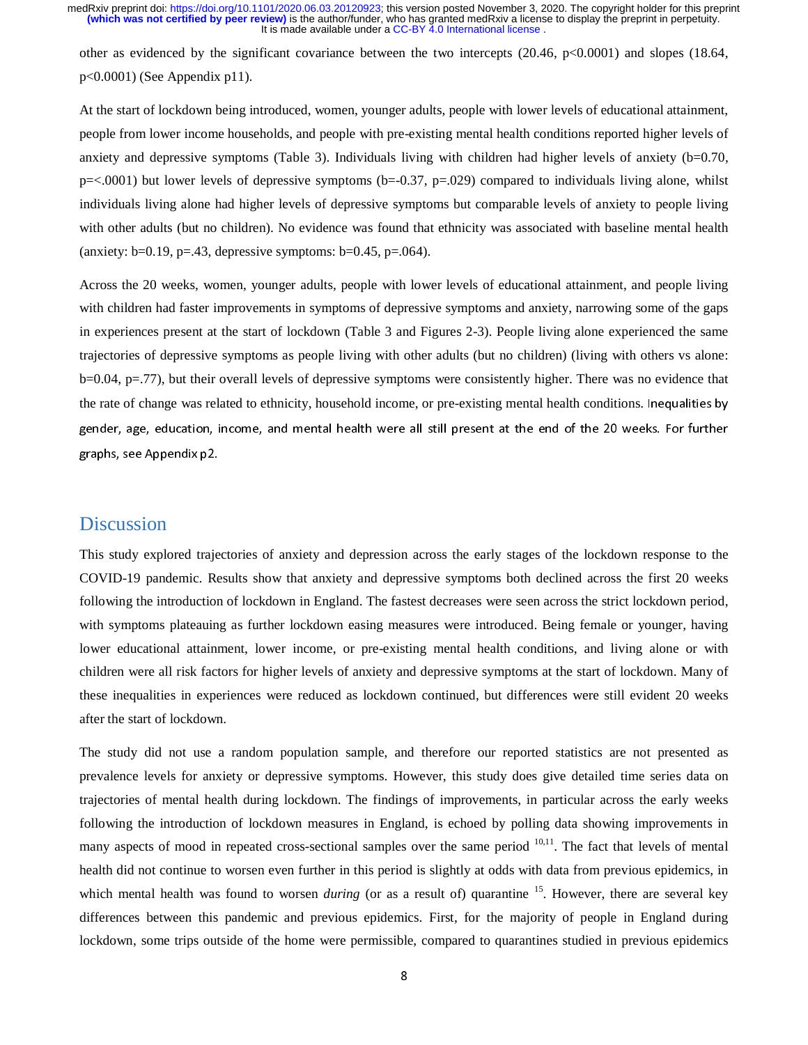other as evidenced by the significant covariance between the two intercepts (20.46, $p<0.0001$) and slopes (18.64, $p<0.0001$) (See Appendix p11).

At the start of lockdown being introduced, women, younger adults, people with lower levels of educational attainment, people from lower income households, and people with pre-existing mental health conditions reported higher levels of anxiety and depressive symptoms (Table 3). Individuals living with children had higher levels of anxiety ($b=0.70$, $p=<.0001$) but lower levels of depressive symptoms ($b=-0.37$, $p=.029$) compared to individuals living alone, whilst individuals living alone had higher levels of depressive symptoms but comparable levels of anxiety to people living with other adults (but no children). No evidence was found that ethnicity was associated with baseline mental health (anxiety: $b=0.19$, $p=.43$, depressive symptoms: $b=0.45$, $p=.064$).

Across the 20 weeks, women, younger adults, people with lower levels of educational attainment, and people living with children had faster improvements in symptoms of depressive symptoms and anxiety, narrowing some of the gaps in experiences present at the start of lockdown (Table 3 and Figures 2-3). People living alone experienced the same trajectories of depressive symptoms as people living with other adults (but no children) (living with others vs alone: $b=0.04$, $p=.77$), but their overall levels of depressive symptoms were consistently higher. There was no evidence that the rate of change was related to ethnicity, household income, or pre-existing mental health conditions. Inequalities by gender, age, education, income, and mental health were all still present at the end of the 20 weeks. For further graphs, see Appendix p2.

## Discussion

This study explored trajectories of anxiety and depression across the early stages of the lockdown response to the COVID-19 pandemic. Results show that anxiety and depressive symptoms both declined across the first 20 weeks following the introduction of lockdown in England. The fastest decreases were seen across the strict lockdown period, with symptoms plateauing as further lockdown easing measures were introduced. Being female or younger, having lower educational attainment, lower income, or pre-existing mental health conditions, and living alone or with children were all risk factors for higher levels of anxiety and depressive symptoms at the start of lockdown. Many of these inequalities in experiences were reduced as lockdown continued, but differences were still evident 20 weeks after the start of lockdown.

The study did not use a random population sample, and therefore our reported statistics are not presented as prevalence levels for anxiety or depressive symptoms. However, this study does give detailed time series data on trajectories of mental health during lockdown. The findings of improvements, in particular across the early weeks following the introduction of lockdown measures in England, is echoed by polling data showing improvements in many aspects of mood in repeated cross-sectional samples over the same period [10,11]. The fact that levels of mental health did not continue to worsen even further in this period is slightly at odds with data from previous epidemics, in which mental health was found to worsen *during* (or as a result of) quarantine [15]. However, there are several key differences between this pandemic and previous epidemics. First, for the majority of people in England during lockdown, some trips outside of the home were permissible, compared to quarantines studied in previous epidemics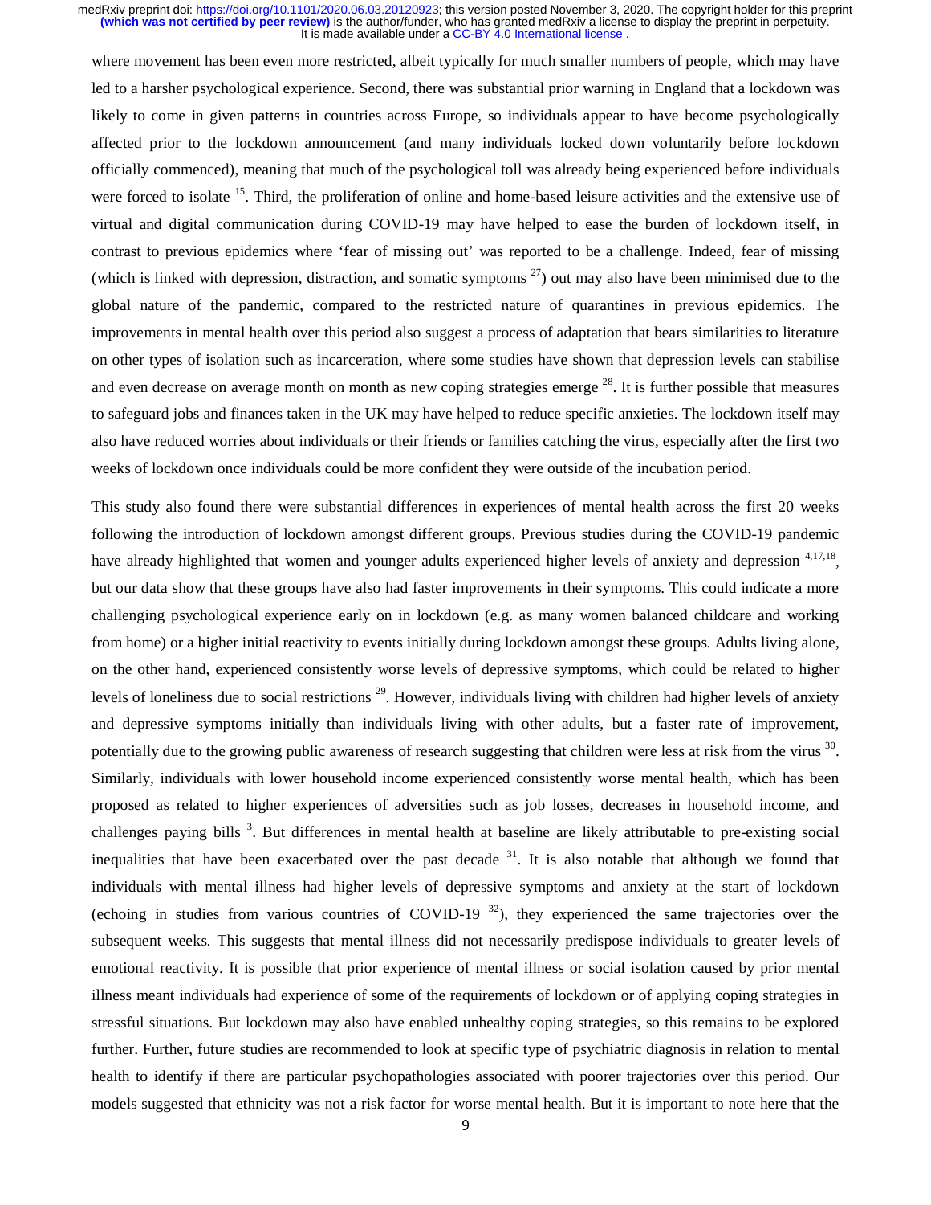where movement has been even more restricted, albeit typically for much smaller numbers of people, which may have led to a harsher psychological experience. Second, there was substantial prior warning in England that a lockdown was likely to come in given patterns in countries across Europe, so individuals appear to have become psychologically affected prior to the lockdown announcement (and many individuals locked down voluntarily before lockdown officially commenced), meaning that much of the psychological toll was already being experienced before individuals were forced to isolate [15]. Third, the proliferation of online and home-based leisure activities and the extensive use of virtual and digital communication during COVID-19 may have helped to ease the burden of lockdown itself, in contrast to previous epidemics where 'fear of missing out' was reported to be a challenge. Indeed, fear of missing (which is linked with depression, distraction, and somatic symptoms [27]) out may also have been minimised due to the global nature of the pandemic, compared to the restricted nature of quarantines in previous epidemics. The improvements in mental health over this period also suggest a process of adaptation that bears similarities to literature on other types of isolation such as incarceration, where some studies have shown that depression levels can stabilise and even decrease on average month on month as new coping strategies emerge [28]. It is further possible that measures to safeguard jobs and finances taken in the UK may have helped to reduce specific anxieties. The lockdown itself may also have reduced worries about individuals or their friends or families catching the virus, especially after the first two weeks of lockdown once individuals could be more confident they were outside of the incubation period.

This study also found there were substantial differences in experiences of mental health across the first 20 weeks following the introduction of lockdown amongst different groups. Previous studies during the COVID-19 pandemic have already highlighted that women and younger adults experienced higher levels of anxiety and depression [4,17,18], but our data show that these groups have also had faster improvements in their symptoms. This could indicate a more challenging psychological experience early on in lockdown (e.g. as many women balanced childcare and working from home) or a higher initial reactivity to events initially during lockdown amongst these groups. Adults living alone, on the other hand, experienced consistently worse levels of depressive symptoms, which could be related to higher levels of loneliness due to social restrictions [29]. However, individuals living with children had higher levels of anxiety and depressive symptoms initially than individuals living with other adults, but a faster rate of improvement, potentially due to the growing public awareness of research suggesting that children were less at risk from the virus [30]. Similarly, individuals with lower household income experienced consistently worse mental health, which has been proposed as related to higher experiences of adversities such as job losses, decreases in household income, and challenges paying bills [3]. But differences in mental health at baseline are likely attributable to pre-existing social inequalities that have been exacerbated over the past decade [31]. It is also notable that although we found that individuals with mental illness had higher levels of depressive symptoms and anxiety at the start of lockdown (echoing in studies from various countries of COVID-19 [32]), they experienced the same trajectories over the subsequent weeks. This suggests that mental illness did not necessarily predispose individuals to greater levels of emotional reactivity. It is possible that prior experience of mental illness or social isolation caused by prior mental illness meant individuals had experience of some of the requirements of lockdown or of applying coping strategies in stressful situations. But lockdown may also have enabled unhealthy coping strategies, so this remains to be explored further. Further, future studies are recommended to look at specific type of psychiatric diagnosis in relation to mental health to identify if there are particular psychopathologies associated with poorer trajectories over this period. Our models suggested that ethnicity was not a risk factor for worse mental health. But it is important to note here that the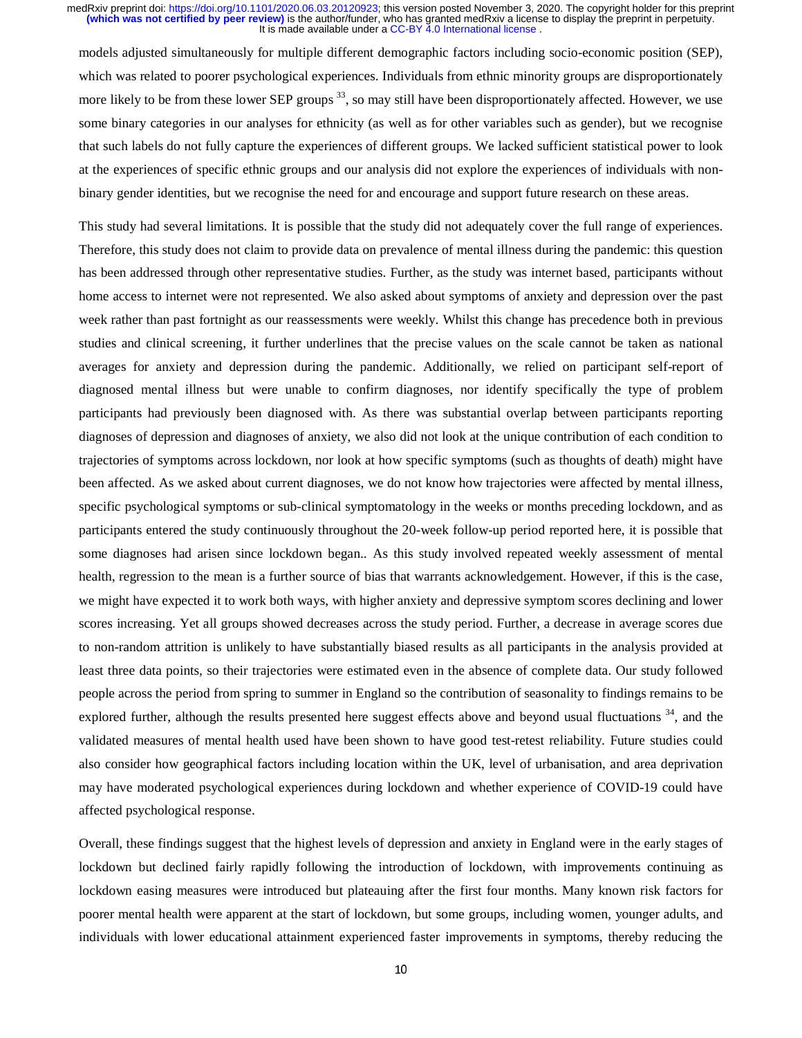models adjusted simultaneously for multiple different demographic factors including socio-economic position (SEP), which was related to poorer psychological experiences. Individuals from ethnic minority groups are disproportionately more likely to be from these lower SEP groups [33], so may still have been disproportionately affected. However, we use some binary categories in our analyses for ethnicity (as well as for other variables such as gender), but we recognise that such labels do not fully capture the experiences of different groups. We lacked sufficient statistical power to look at the experiences of specific ethnic groups and our analysis did not explore the experiences of individuals with non-binary gender identities, but we recognise the need for and encourage and support future research on these areas.

This study had several limitations. It is possible that the study did not adequately cover the full range of experiences. Therefore, this study does not claim to provide data on prevalence of mental illness during the pandemic: this question has been addressed through other representative studies. Further, as the study was internet based, participants without home access to internet were not represented. We also asked about symptoms of anxiety and depression over the past week rather than past fortnight as our reassessments were weekly. Whilst this change has precedence both in previous studies and clinical screening, it further underlines that the precise values on the scale cannot be taken as national averages for anxiety and depression during the pandemic. Additionally, we relied on participant self-report of diagnosed mental illness but were unable to confirm diagnoses, nor identify specifically the type of problem participants had previously been diagnosed with. As there was substantial overlap between participants reporting diagnoses of depression and diagnoses of anxiety, we also did not look at the unique contribution of each condition to trajectories of symptoms across lockdown, nor look at how specific symptoms (such as thoughts of death) might have been affected. As we asked about current diagnoses, we do not know how trajectories were affected by mental illness, specific psychological symptoms or sub-clinical symptomatology in the weeks or months preceding lockdown, and as participants entered the study continuously throughout the 20-week follow-up period reported here, it is possible that some diagnoses had arisen since lockdown began.. As this study involved repeated weekly assessment of mental health, regression to the mean is a further source of bias that warrants acknowledgement. However, if this is the case, we might have expected it to work both ways, with higher anxiety and depressive symptom scores declining and lower scores increasing. Yet all groups showed decreases across the study period. Further, a decrease in average scores due to non-random attrition is unlikely to have substantially biased results as all participants in the analysis provided at least three data points, so their trajectories were estimated even in the absence of complete data. Our study followed people across the period from spring to summer in England so the contribution of seasonality to findings remains to be explored further, although the results presented here suggest effects above and beyond usual fluctuations [34], and the validated measures of mental health used have been shown to have good test-retest reliability. Future studies could also consider how geographical factors including location within the UK, level of urbanisation, and area deprivation may have moderated psychological experiences during lockdown and whether experience of COVID-19 could have affected psychological response.

Overall, these findings suggest that the highest levels of depression and anxiety in England were in the early stages of lockdown but declined fairly rapidly following the introduction of lockdown, with improvements continuing as lockdown easing measures were introduced but plateauing after the first four months. Many known risk factors for poorer mental health were apparent at the start of lockdown, but some groups, including women, younger adults, and individuals with lower educational attainment experienced faster improvements in symptoms, thereby reducing the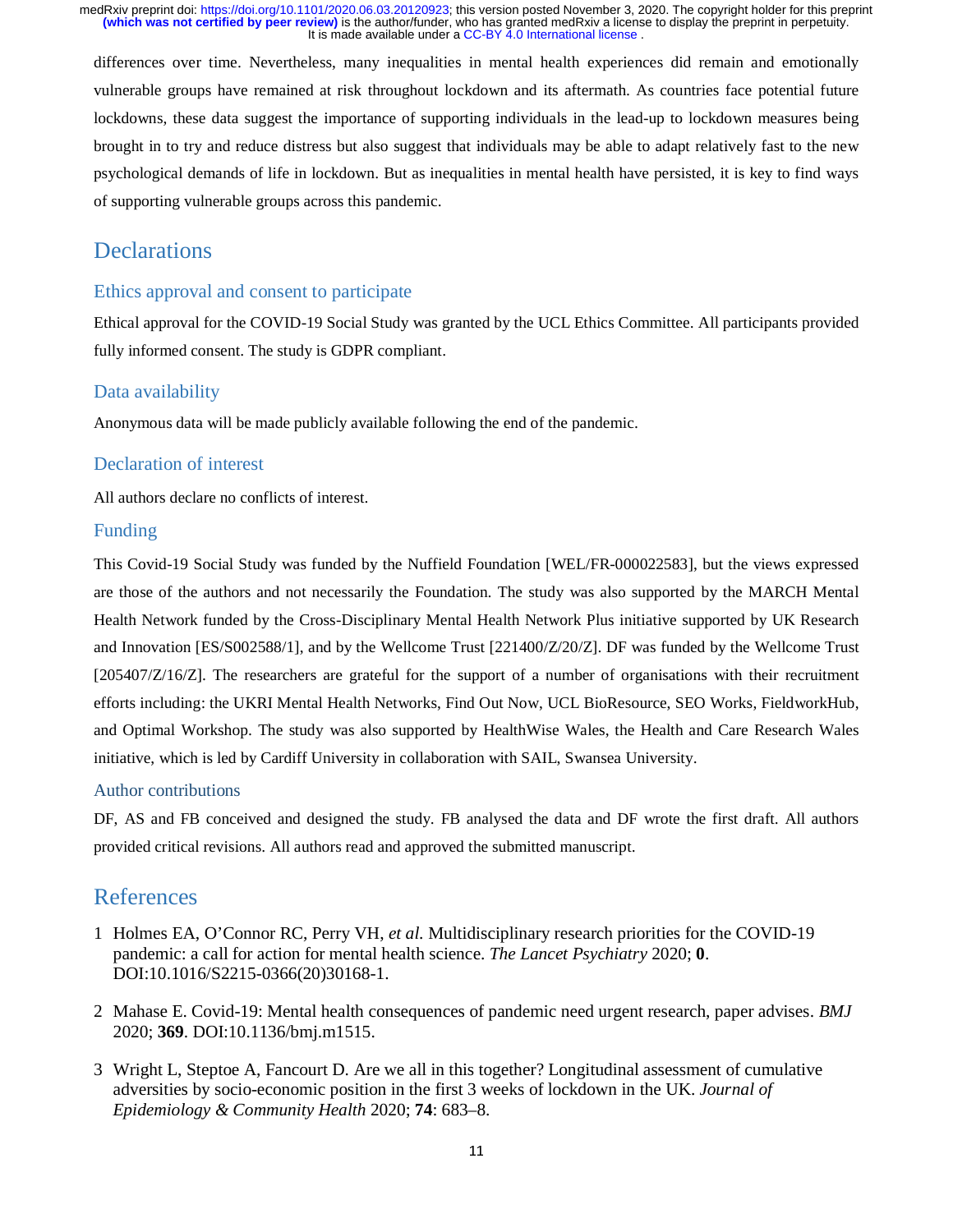differences over time. Nevertheless, many inequalities in mental health experiences did remain and emotionally vulnerable groups have remained at risk throughout lockdown and its aftermath. As countries face potential future lockdowns, these data suggest the importance of supporting individuals in the lead-up to lockdown measures being brought in to try and reduce distress but also suggest that individuals may be able to adapt relatively fast to the new psychological demands of life in lockdown. But as inequalities in mental health have persisted, it is key to find ways of supporting vulnerable groups across this pandemic.

# Declarations

## Ethics approval and consent to participate

Ethical approval for the COVID-19 Social Study was granted by the UCL Ethics Committee. All participants provided fully informed consent. The study is GDPR compliant.

## Data availability

Anonymous data will be made publicly available following the end of the pandemic.

## Declaration of interest

All authors declare no conflicts of interest.

## Funding

This Covid-19 Social Study was funded by the Nuffield Foundation [WEL/FR-000022583], but the views expressed are those of the authors and not necessarily the Foundation. The study was also supported by the MARCH Mental Health Network funded by the Cross-Disciplinary Mental Health Network Plus initiative supported by UK Research and Innovation [ES/S002588/1], and by the Wellcome Trust [221400/Z/20/Z]. DF was funded by the Wellcome Trust [205407/Z/16/Z]. The researchers are grateful for the support of a number of organisations with their recruitment efforts including: the UKRI Mental Health Networks, Find Out Now, UCL BioResource, SEO Works, FieldworkHub, and Optimal Workshop. The study was also supported by HealthWise Wales, the Health and Care Research Wales initiative, which is led by Cardiff University in collaboration with SAIL, Swansea University.

## Author contributions

DF, AS and FB conceived and designed the study. FB analysed the data and DF wrote the first draft. All authors provided critical revisions. All authors read and approved the submitted manuscript.

# References

1 Holmes EA, O'Connor RC, Perry VH, *et al.* Multidisciplinary research priorities for the COVID-19 pandemic: a call for action for mental health science. *The Lancet Psychiatry* 2020; **0**. DOI:10.1016/S2215-0366(20)30168-1.

2 Mahase E. Covid-19: Mental health consequences of pandemic need urgent research, paper advises. *BMJ* 2020; **369**. DOI:10.1136/bmj.m1515.

3 Wright L, Steptoe A, Fancourt D. Are we all in this together? Longitudinal assessment of cumulative adversities by socio-economic position in the first 3 weeks of lockdown in the UK. *Journal of Epidemiology & Community Health* 2020; **74**: 683–8.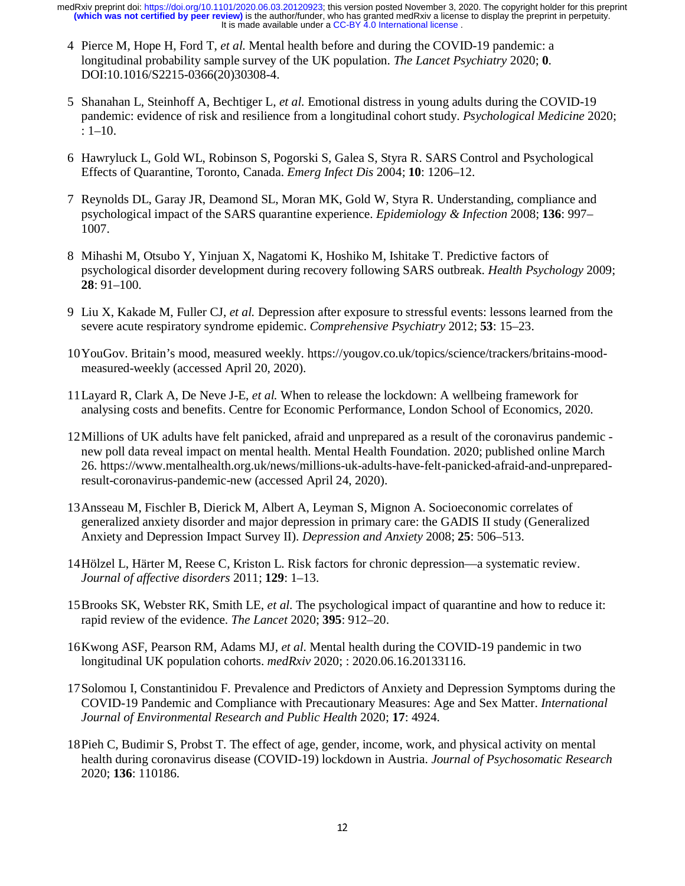4 Pierce M, Hope H, Ford T, *et al.* Mental health before and during the COVID-19 pandemic: a longitudinal probability sample survey of the UK population. *The Lancet Psychiatry* 2020; **0**. DOI:10.1016/S2215-0366(20)30308-4.

5 Shanahan L, Steinhoff A, Bechtiger L, *et al.* Emotional distress in young adults during the COVID-19 pandemic: evidence of risk and resilience from a longitudinal cohort study. *Psychological Medicine* 2020; : 1–10.

6 Hawryluck L, Gold WL, Robinson S, Pogorski S, Galea S, Styra R. SARS Control and Psychological Effects of Quarantine, Toronto, Canada. *Emerg Infect Dis* 2004; **10**: 1206–12.

7 Reynolds DL, Garay JR, Deamond SL, Moran MK, Gold W, Styra R. Understanding, compliance and psychological impact of the SARS quarantine experience. *Epidemiology & Infection* 2008; **136**: 997–1007.

8 Mihashi M, Otsubo Y, Yinjuan X, Nagatomi K, Hoshiko M, Ishitake T. Predictive factors of psychological disorder development during recovery following SARS outbreak. *Health Psychology* 2009; **28**: 91–100.

9 Liu X, Kakade M, Fuller CJ, *et al.* Depression after exposure to stressful events: lessons learned from the severe acute respiratory syndrome epidemic. *Comprehensive Psychiatry* 2012; **53**: 15–23.

10 YouGov. Britain's mood, measured weekly. https://yougov.co.uk/topics/science/trackers/britains-mood-measured-weekly (accessed April 20, 2020).

11 Layard R, Clark A, De Neve J-E, *et al.* When to release the lockdown: A wellbeing framework for analysing costs and benefits. Centre for Economic Performance, London School of Economics, 2020.

12 Millions of UK adults have felt panicked, afraid and unprepared as a result of the coronavirus pandemic - new poll data reveal impact on mental health. Mental Health Foundation. 2020; published online March 26. https://www.mentalhealth.org.uk/news/millions-uk-adults-have-felt-panicked-afraid-and-unprepared-result-coronavirus-pandemic-new (accessed April 24, 2020).

13 Ansseau M, Fischler B, Dierick M, Albert A, Leyman S, Mignon A. Socioeconomic correlates of generalized anxiety disorder and major depression in primary care: the GADIS II study (Generalized Anxiety and Depression Impact Survey II). *Depression and Anxiety* 2008; **25**: 506–513.

14 Hölzel L, Härter M, Reese C, Kriston L. Risk factors for chronic depression—a systematic review. *Journal of affective disorders* 2011; **129**: 1–13.

15 Brooks SK, Webster RK, Smith LE, *et al.* The psychological impact of quarantine and how to reduce it: rapid review of the evidence. *The Lancet* 2020; **395**: 912–20.

16 Kwong ASF, Pearson RM, Adams MJ, *et al.* Mental health during the COVID-19 pandemic in two longitudinal UK population cohorts. *medRxiv* 2020; : 2020.06.16.20133116.

17 Solomou I, Constantinidou F. Prevalence and Predictors of Anxiety and Depression Symptoms during the COVID-19 Pandemic and Compliance with Precautionary Measures: Age and Sex Matter. *International Journal of Environmental Research and Public Health* 2020; **17**: 4924.

18 Pieh C, Budimir S, Probst T. The effect of age, gender, income, work, and physical activity on mental health during coronavirus disease (COVID-19) lockdown in Austria. *Journal of Psychosomatic Research* 2020; **136**: 110186.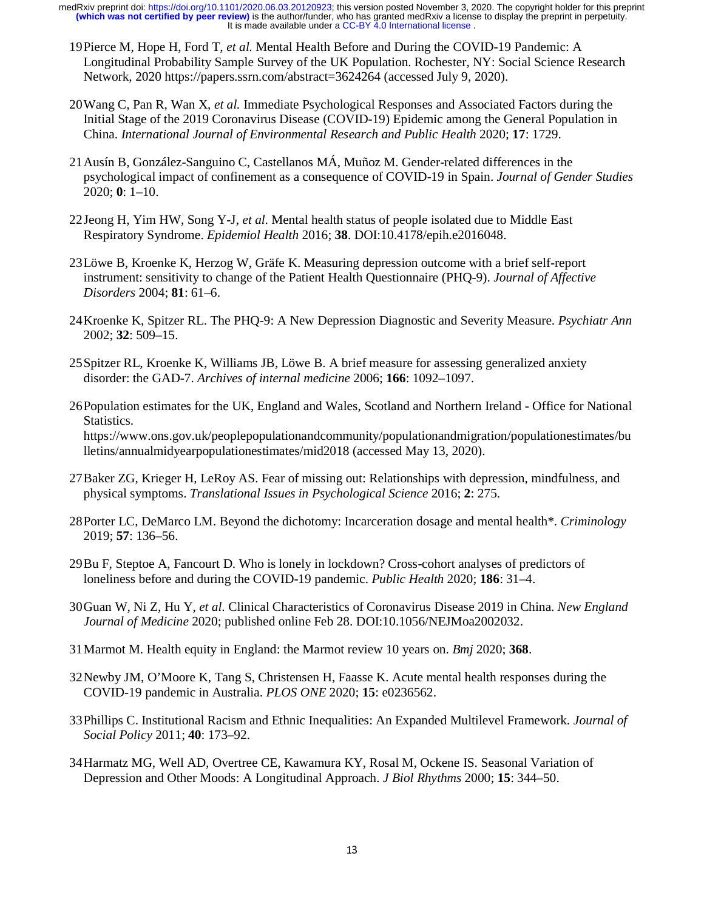19 Pierce M, Hope H, Ford T, *et al.* Mental Health Before and During the COVID-19 Pandemic: A Longitudinal Probability Sample Survey of the UK Population. Rochester, NY: Social Science Research Network, 2020 https://papers.ssrn.com/abstract=3624264 (accessed July 9, 2020).

20 Wang C, Pan R, Wan X, *et al.* Immediate Psychological Responses and Associated Factors during the Initial Stage of the 2019 Coronavirus Disease (COVID-19) Epidemic among the General Population in China. *International Journal of Environmental Research and Public Health* 2020; **17**: 1729.

21 Ausín B, González-Sanguino C, Castellanos MÁ, Muñoz M. Gender-related differences in the psychological impact of confinement as a consequence of COVID-19 in Spain. *Journal of Gender Studies* 2020; **0**: 1–10.

22 Jeong H, Yim HW, Song Y-J, *et al.* Mental health status of people isolated due to Middle East Respiratory Syndrome. *Epidemiol Health* 2016; **38**. DOI:10.4178/epih.e2016048.

23 Löwe B, Kroenke K, Herzog W, Gräfe K. Measuring depression outcome with a brief self-report instrument: sensitivity to change of the Patient Health Questionnaire (PHQ-9). *Journal of Affective Disorders* 2004; **81**: 61–6.

24 Kroenke K, Spitzer RL. The PHQ-9: A New Depression Diagnostic and Severity Measure. *Psychiatr Ann* 2002; **32**: 509–15.

25 Spitzer RL, Kroenke K, Williams JB, Löwe B. A brief measure for assessing generalized anxiety disorder: the GAD-7. *Archives of internal medicine* 2006; **166**: 1092–1097.

26 Population estimates for the UK, England and Wales, Scotland and Northern Ireland - Office for National Statistics. https://www.ons.gov.uk/peoplepopulationandcommunity/populationandmigration/populationestimates/bulletins/annualmidyearpopulationestimates/mid2018 (accessed May 13, 2020).

27 Baker ZG, Krieger H, LeRoy AS. Fear of missing out: Relationships with depression, mindfulness, and physical symptoms. *Translational Issues in Psychological Science* 2016; **2**: 275.

28 Porter LC, DeMarco LM. Beyond the dichotomy: Incarceration dosage and mental health*. *Criminology* 2019; **57**: 136–56.

29 Bu F, Steptoe A, Fancourt D. Who is lonely in lockdown? Cross-cohort analyses of predictors of loneliness before and during the COVID-19 pandemic. *Public Health* 2020; **186**: 31–4.

30 Guan W, Ni Z, Hu Y, *et al.* Clinical Characteristics of Coronavirus Disease 2019 in China. *New England Journal of Medicine* 2020; published online Feb 28. DOI:10.1056/NEJMoa2002032.

31 Marmot M. Health equity in England: the Marmot review 10 years on. *Bmj* 2020; **368**.

32 Newby JM, O'Moore K, Tang S, Christensen H, Faasse K. Acute mental health responses during the COVID-19 pandemic in Australia. *PLOS ONE* 2020; **15**: e0236562.

33 Phillips C. Institutional Racism and Ethnic Inequalities: An Expanded Multilevel Framework. *Journal of Social Policy* 2011; **40**: 173–92.

34 Harmatz MG, Well AD, Overtree CE, Kawamura KY, Rosal M, Ockene IS. Seasonal Variation of Depression and Other Moods: A Longitudinal Approach. *J Biol Rhythms* 2000; **15**: 344–50.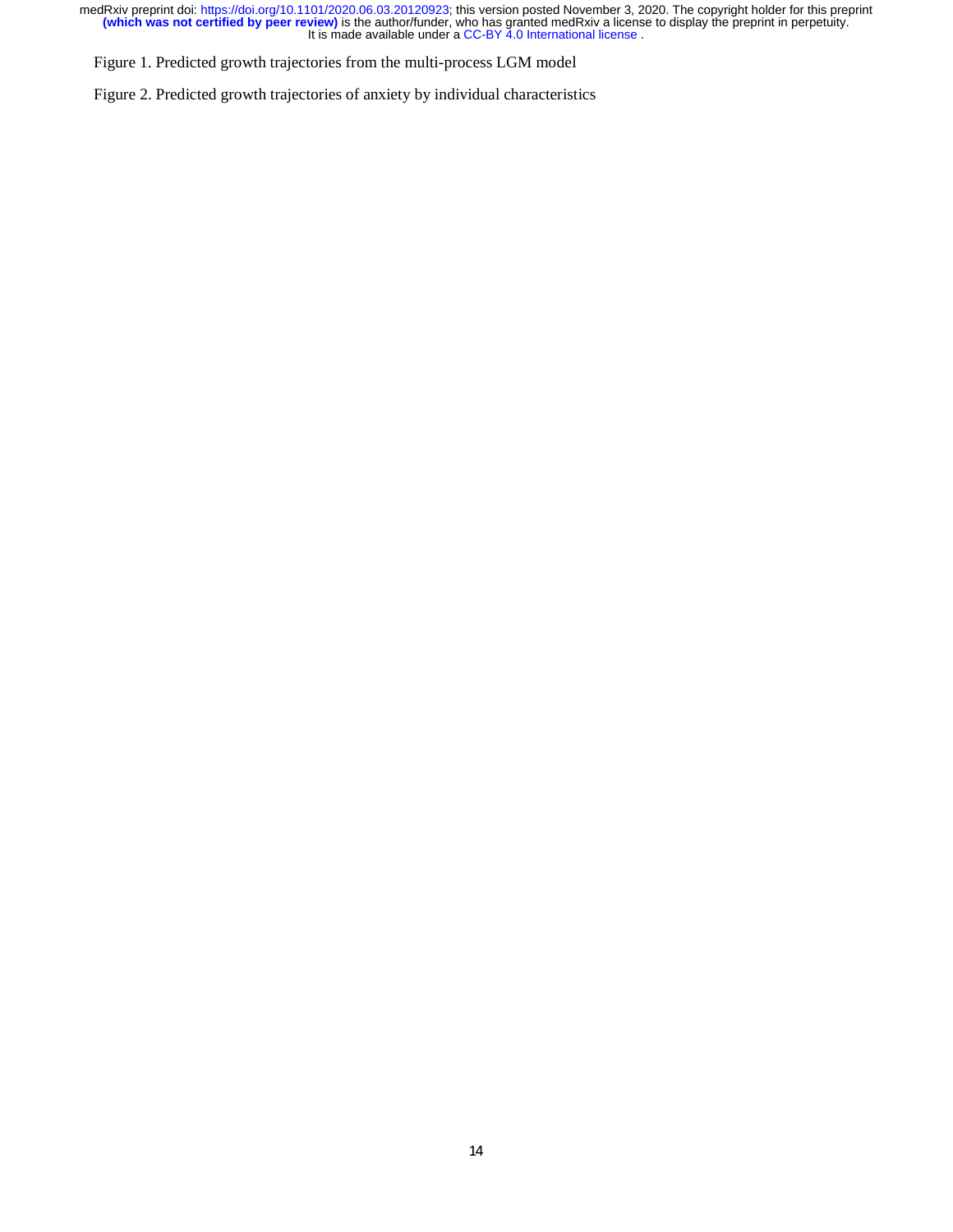Figure 1. Predicted growth trajectories from the multi-process LGM model

Figure 2. Predicted growth trajectories of anxiety by individual characteristics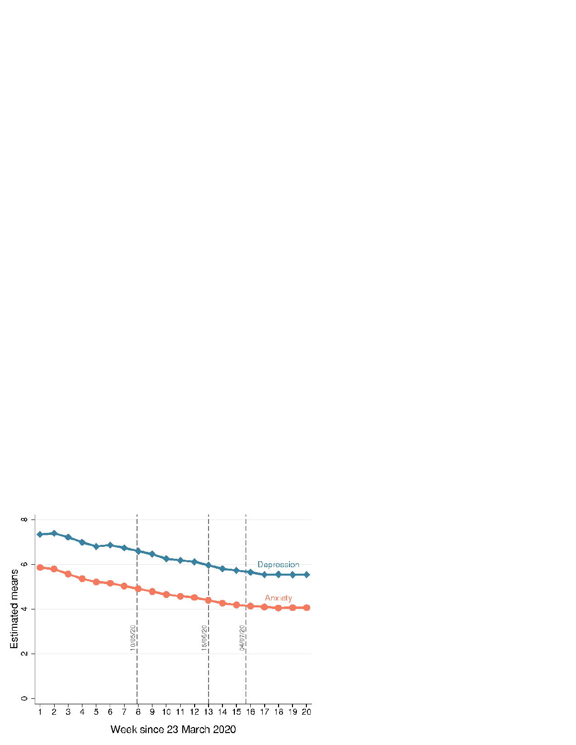Depression

Anxiety

10/05/20

15/06/20

04/07/20

Estimated means

0 2 4 6 8

1 2 3 4 5 6 7 8 9 10 11 12 13 14 15 16 17 18 19 20

Week since 23 March 2020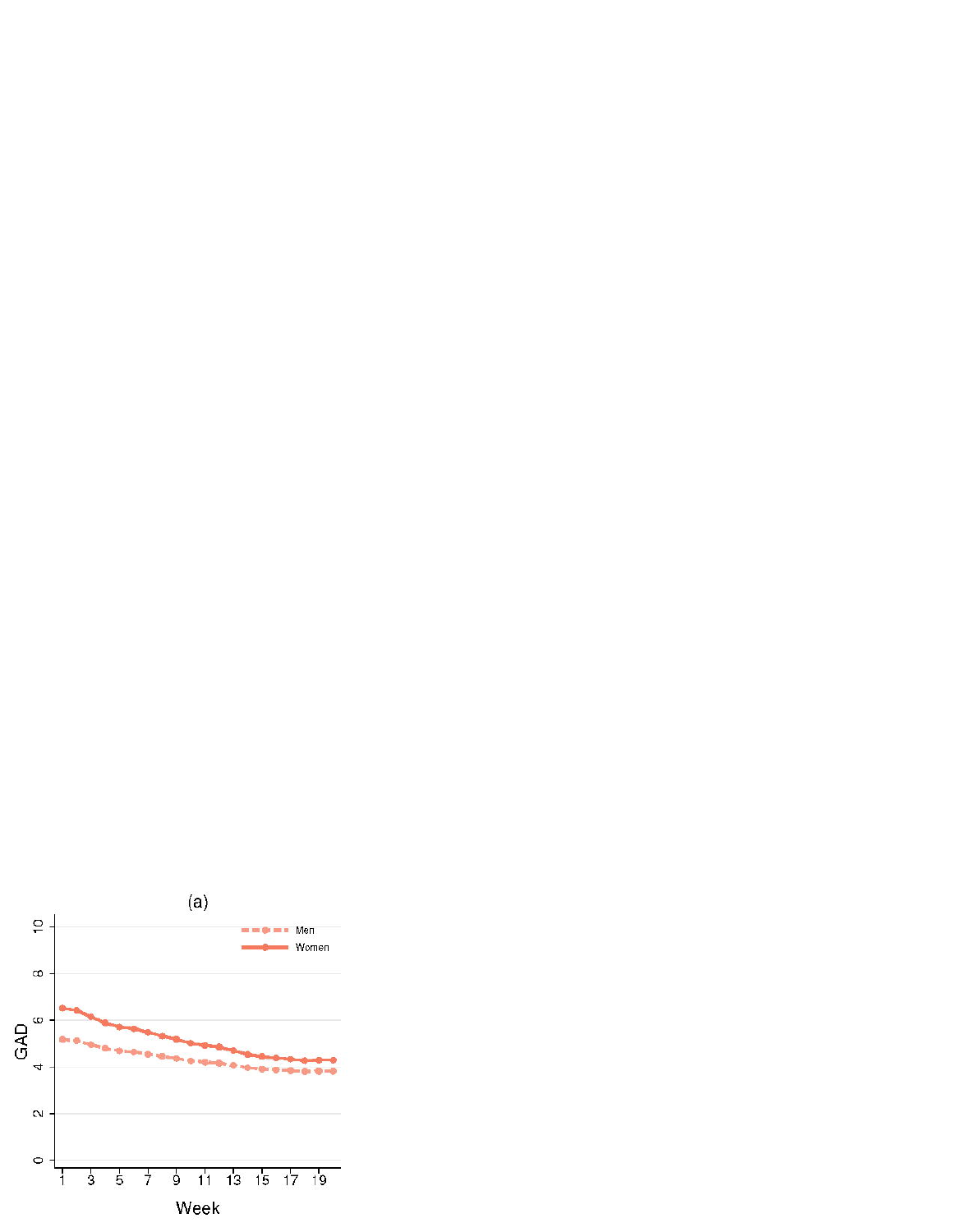(a)

Men

Women

GAD

Week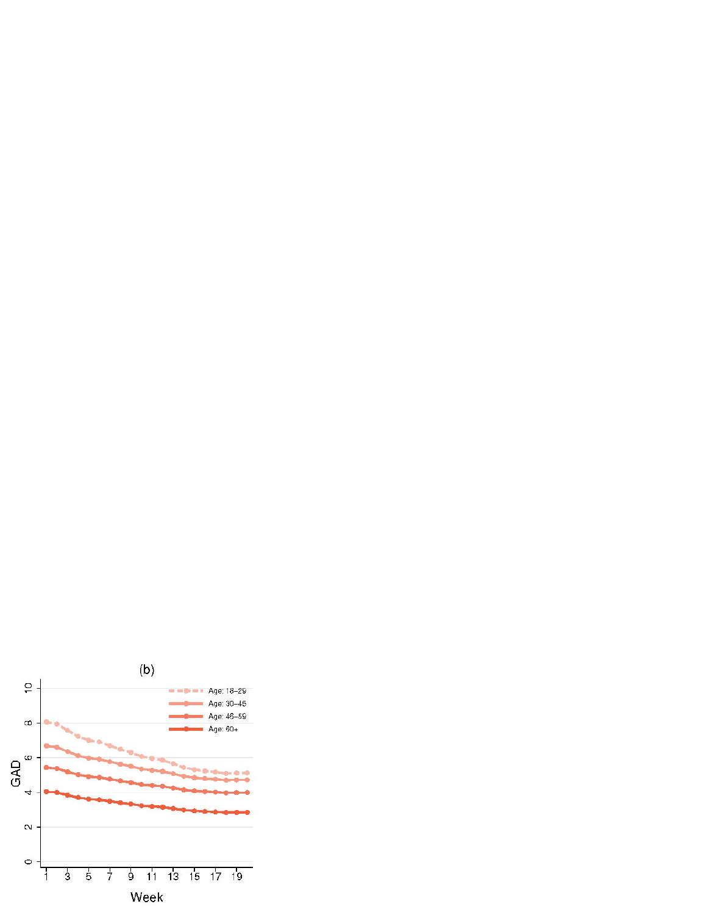(b)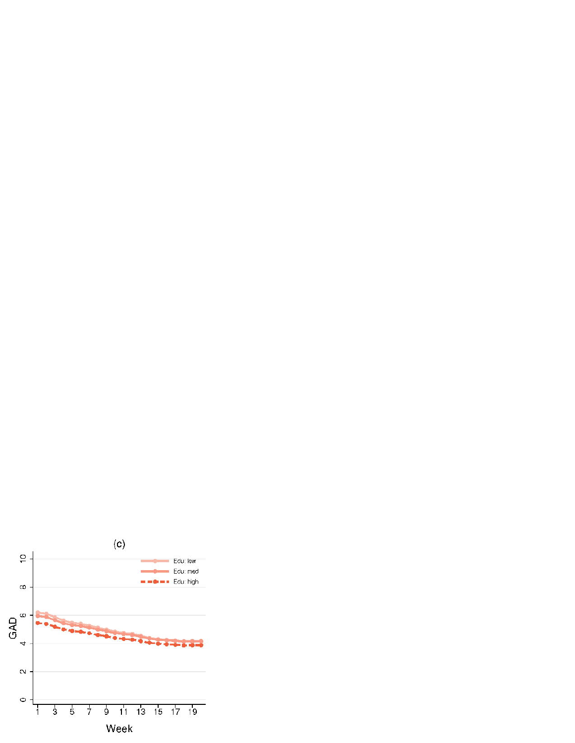(c)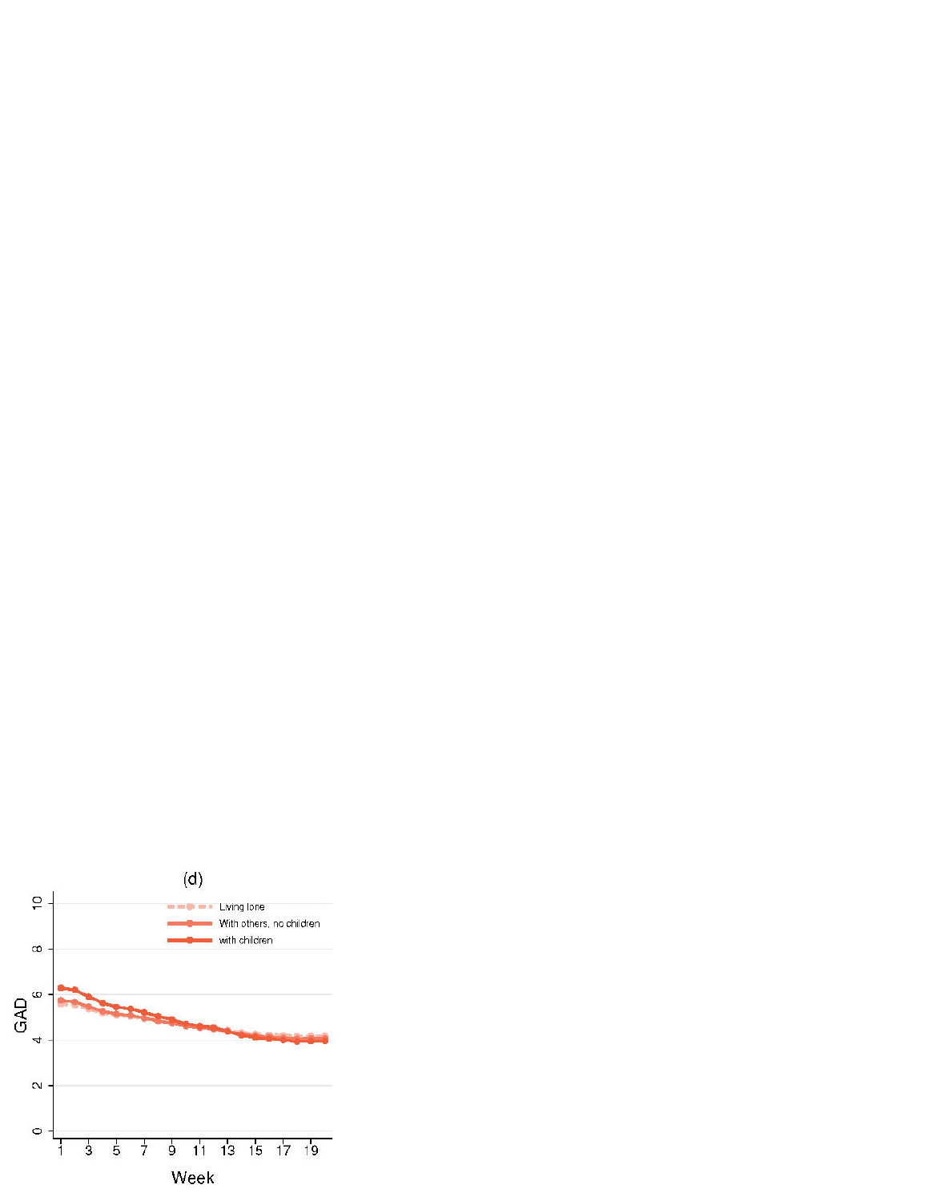(d)

Living lone
With others, no children
with children

GAD

Week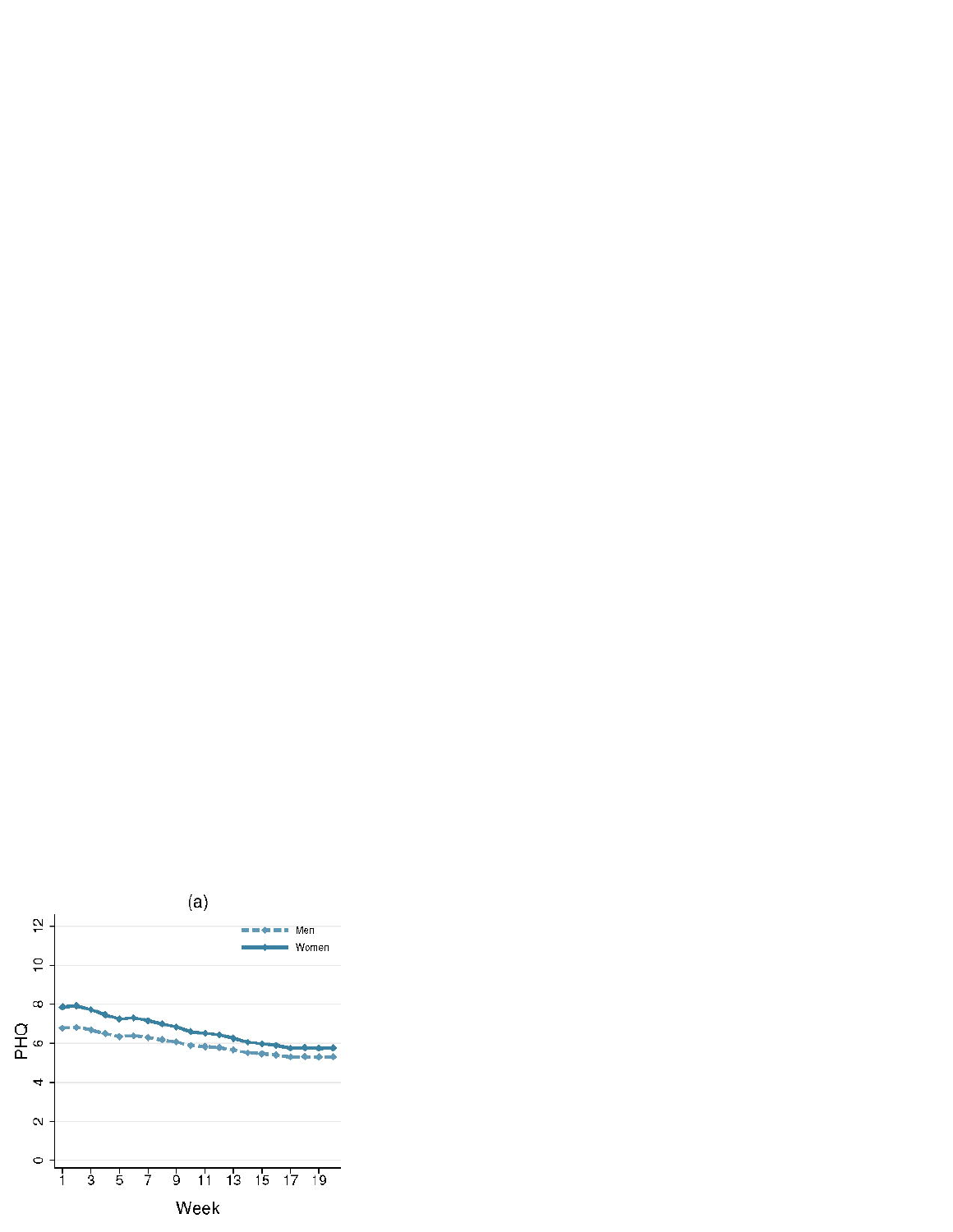(a)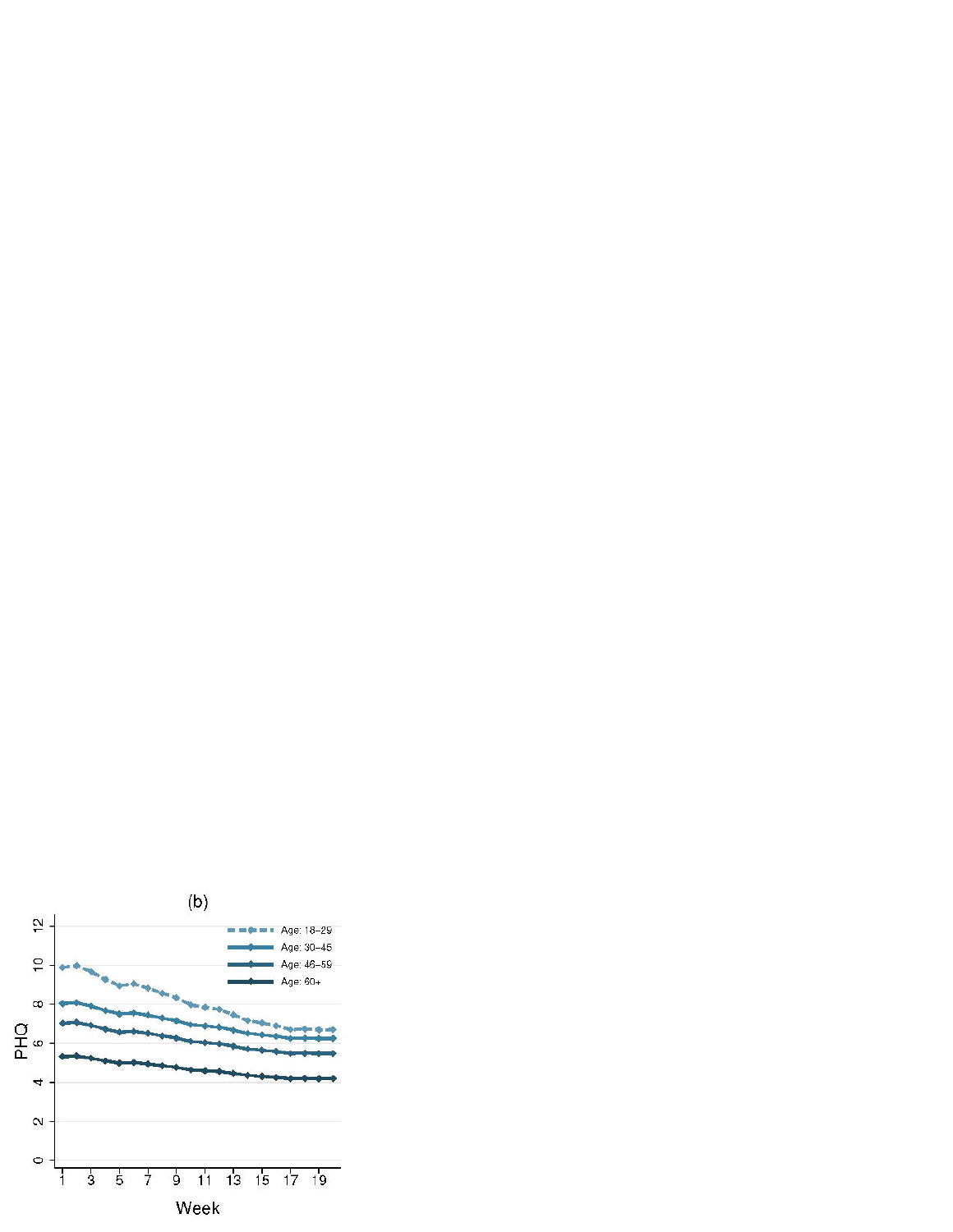(b)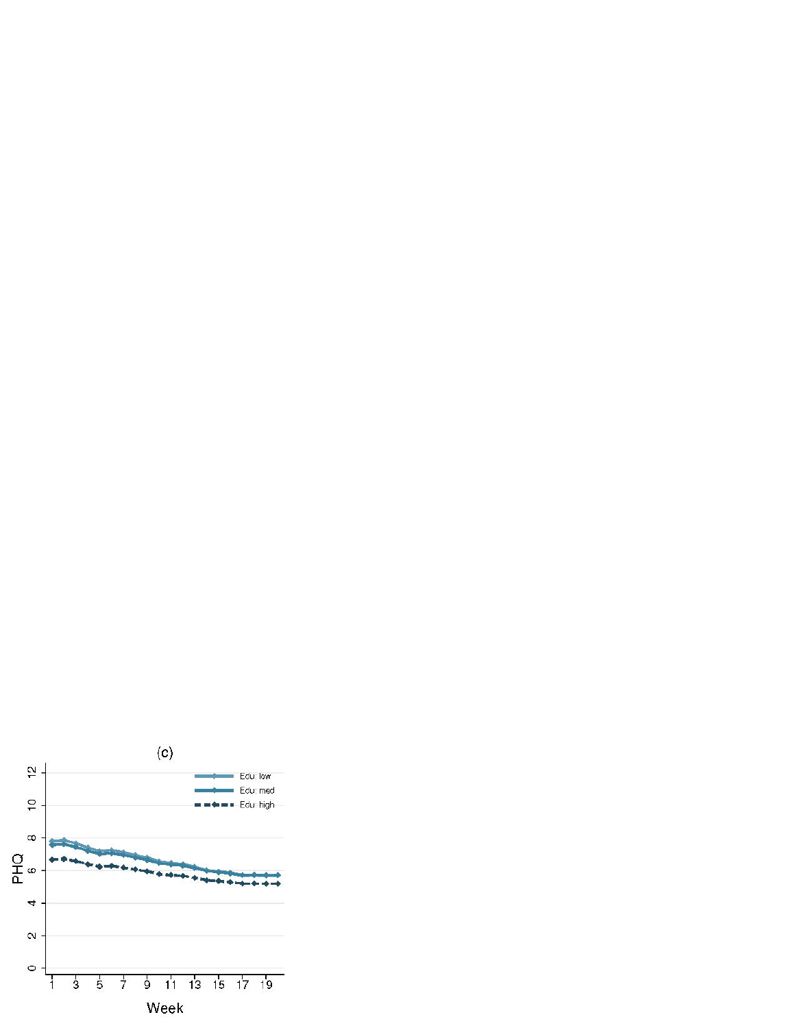(c)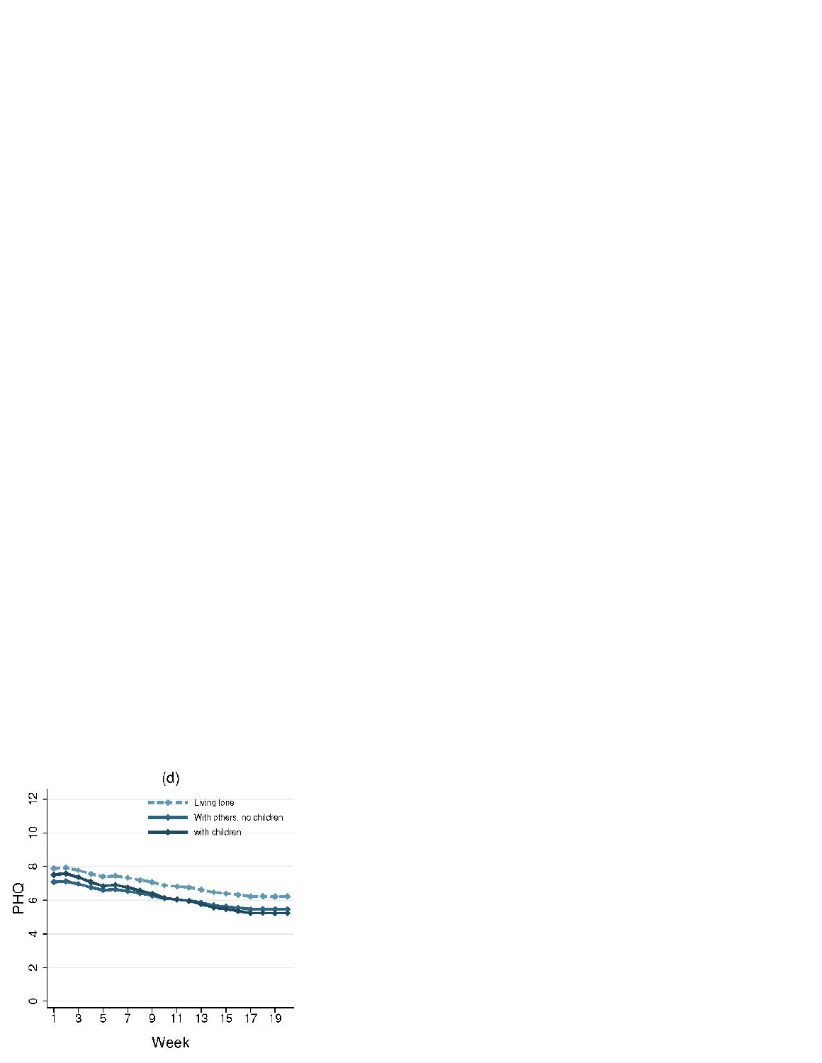(d)

Living lone

With others, no children

with children

PHQ

0

2

4

6

8

10

12

1

3

5

7

9

11

13

15

17

19

Week